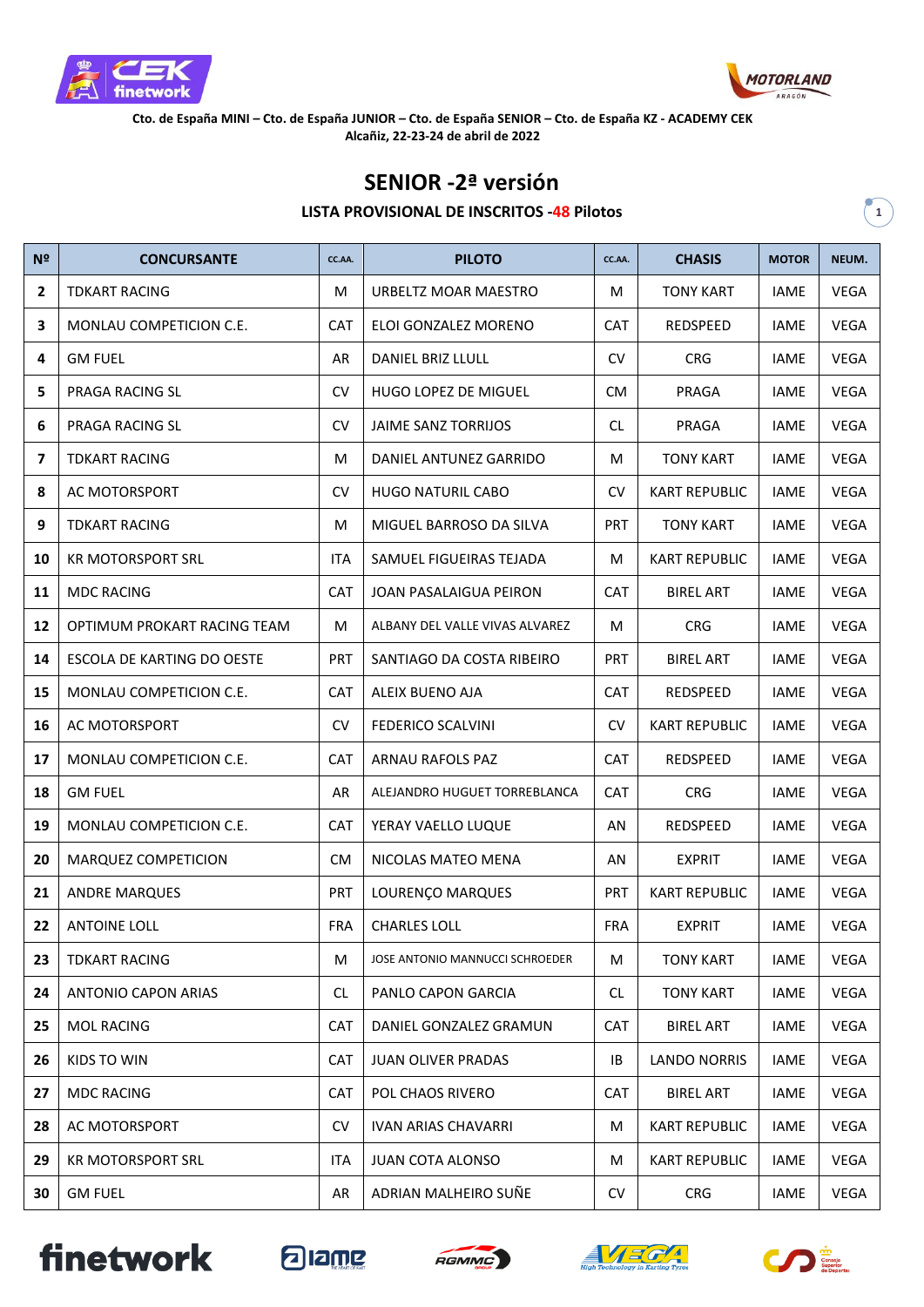Cto. de España MINI – Cto. de España JUNIOR – Cto. de España SENIOR – Cto. de España KZ - ACADEMY CEK
Alcañiz, 22-23-24 de abril de 2022

# SENIOR -2ª versión

## LISTA PROVISIONAL DE INSCRITOS -48 Pilotos

| Nº | CONCURSANTE | CC.AA. | PILOTO | CC.AA. | CHASIS | MOTOR | NEUM. |
|---|---|---|---|---|---|---|---|
| 2 | TDKART RACING | M | URBELTZ MOAR MAESTRO | M | TONY KART | IAME | VEGA |
| 3 | MONLAU COMPETICION C.E. | CAT | ELOI GONZALEZ MORENO | CAT | REDSPEED | IAME | VEGA |
| 4 | GM FUEL | AR | DANIEL BRIZ LLULL | CV | CRG | IAME | VEGA |
| 5 | PRAGA RACING SL | CV | HUGO LOPEZ DE MIGUEL | CM | PRAGA | IAME | VEGA |
| 6 | PRAGA RACING SL | CV | JAIME SANZ TORRIJOS | CL | PRAGA | IAME | VEGA |
| 7 | TDKART RACING | M | DANIEL ANTUNEZ GARRIDO | M | TONY KART | IAME | VEGA |
| 8 | AC MOTORSPORT | CV | HUGO NATURIL CABO | CV | KART REPUBLIC | IAME | VEGA |
| 9 | TDKART RACING | M | MIGUEL BARROSO DA SILVA | PRT | TONY KART | IAME | VEGA |
| 10 | KR MOTORSPORT SRL | ITA | SAMUEL FIGUEIRAS TEJADA | M | KART REPUBLIC | IAME | VEGA |
| 11 | MDC RACING | CAT | JOAN PASALAIGUA PEIRON | CAT | BIREL ART | IAME | VEGA |
| 12 | OPTIMUM PROKART RACING TEAM | M | ALBANY DEL VALLE VIVAS ALVAREZ | M | CRG | IAME | VEGA |
| 14 | ESCOLA DE KARTING DO OESTE | PRT | SANTIAGO DA COSTA RIBEIRO | PRT | BIREL ART | IAME | VEGA |
| 15 | MONLAU COMPETICION C.E. | CAT | ALEIX BUENO AJA | CAT | REDSPEED | IAME | VEGA |
| 16 | AC MOTORSPORT | CV | FEDERICO SCALVINI | CV | KART REPUBLIC | IAME | VEGA |
| 17 | MONLAU COMPETICION C.E. | CAT | ARNAU RAFOLS PAZ | CAT | REDSPEED | IAME | VEGA |
| 18 | GM FUEL | AR | ALEJANDRO HUGUET TORREBLANCA | CAT | CRG | IAME | VEGA |
| 19 | MONLAU COMPETICION C.E. | CAT | YERAY VAELLO LUQUE | AN | REDSPEED | IAME | VEGA |
| 20 | MARQUEZ COMPETICION | CM | NICOLAS MATEO MENA | AN | EXPRIT | IAME | VEGA |
| 21 | ANDRE MARQUES | PRT | LOURENÇO MARQUES | PRT | KART REPUBLIC | IAME | VEGA |
| 22 | ANTOINE LOLL | FRA | CHARLES LOLL | FRA | EXPRIT | IAME | VEGA |
| 23 | TDKART RACING | M | JOSE ANTONIO MANNUCCI SCHROEDER | M | TONY KART | IAME | VEGA |
| 24 | ANTONIO CAPON ARIAS | CL | PANLO CAPON GARCIA | CL | TONY KART | IAME | VEGA |
| 25 | MOL RACING | CAT | DANIEL GONZALEZ GRAMUN | CAT | BIREL ART | IAME | VEGA |
| 26 | KIDS TO WIN | CAT | JUAN OLIVER PRADAS | IB | LANDO NORRIS | IAME | VEGA |
| 27 | MDC RACING | CAT | POL CHAOS RIVERO | CAT | BIREL ART | IAME | VEGA |
| 28 | AC MOTORSPORT | CV | IVAN ARIAS CHAVARRI | M | KART REPUBLIC | IAME | VEGA |
| 29 | KR MOTORSPORT SRL | ITA | JUAN COTA ALONSO | M | KART REPUBLIC | IAME | VEGA |
| 30 | GM FUEL | AR | ADRIAN MALHEIRO SUÑE | CV | CRG | IAME | VEGA |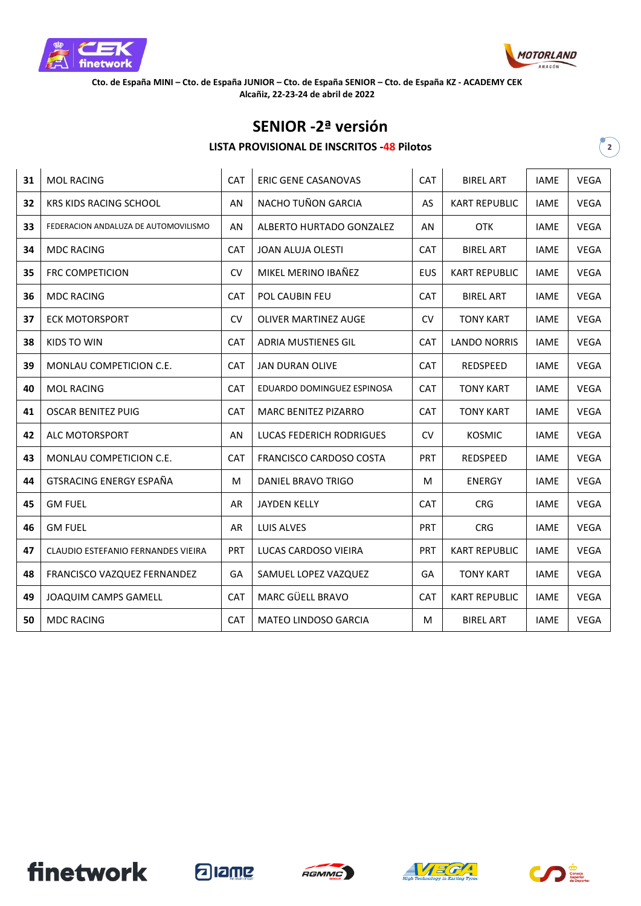Cto. de España MINI – Cto. de España JUNIOR – Cto. de España SENIOR – Cto. de España KZ - ACADEMY CEK
Alcañiz, 22-23-24 de abril de 2022

# SENIOR -2ª versión

### LISTA PROVISIONAL DE INSCRITOS -48 Pilotos

| | | | | | | | |
|---|---|---|---|---|---|---|---|
| 31 | MOL RACING | CAT | ERIC GENE CASANOVAS | CAT | BIREL ART | IAME | VEGA |
| 32 | KRS KIDS RACING SCHOOL | AN | NACHO TUÑON GARCIA | AS | KART REPUBLIC | IAME | VEGA |
| 33 | FEDERACION ANDALUZA DE AUTOMOVILISMO | AN | ALBERTO HURTADO GONZALEZ | AN | OTK | IAME | VEGA |
| 34 | MDC RACING | CAT | JOAN ALUJA OLESTI | CAT | BIREL ART | IAME | VEGA |
| 35 | FRC COMPETICION | CV | MIKEL MERINO IBAÑEZ | EUS | KART REPUBLIC | IAME | VEGA |
| 36 | MDC RACING | CAT | POL CAUBIN FEU | CAT | BIREL ART | IAME | VEGA |
| 37 | ECK MOTORSPORT | CV | OLIVER MARTINEZ AUGE | CV | TONY KART | IAME | VEGA |
| 38 | KIDS TO WIN | CAT | ADRIA MUSTIENES GIL | CAT | LANDO NORRIS | IAME | VEGA |
| 39 | MONLAU COMPETICION C.E. | CAT | JAN DURAN OLIVE | CAT | REDSPEED | IAME | VEGA |
| 40 | MOL RACING | CAT | EDUARDO DOMINGUEZ ESPINOSA | CAT | TONY KART | IAME | VEGA |
| 41 | OSCAR BENITEZ PUIG | CAT | MARC BENITEZ PIZARRO | CAT | TONY KART | IAME | VEGA |
| 42 | ALC MOTORSPORT | AN | LUCAS FEDERICH RODRIGUES | CV | KOSMIC | IAME | VEGA |
| 43 | MONLAU COMPETICION C.E. | CAT | FRANCISCO CARDOSO COSTA | PRT | REDSPEED | IAME | VEGA |
| 44 | GTSRACING ENERGY ESPAÑA | M | DANIEL BRAVO TRIGO | M | ENERGY | IAME | VEGA |
| 45 | GM FUEL | AR | JAYDEN KELLY | CAT | CRG | IAME | VEGA |
| 46 | GM FUEL | AR | LUIS ALVES | PRT | CRG | IAME | VEGA |
| 47 | CLAUDIO ESTEFANIO FERNANDES VIEIRA | PRT | LUCAS CARDOSO VIEIRA | PRT | KART REPUBLIC | IAME | VEGA |
| 48 | FRANCISCO VAZQUEZ FERNANDEZ | GA | SAMUEL LOPEZ VAZQUEZ | GA | TONY KART | IAME | VEGA |
| 49 | JOAQUIM CAMPS GAMELL | CAT | MARC GÜELL BRAVO | CAT | KART REPUBLIC | IAME | VEGA |
| 50 | MDC RACING | CAT | MATEO LINDOSO GARCIA | M | BIREL ART | IAME | VEGA |